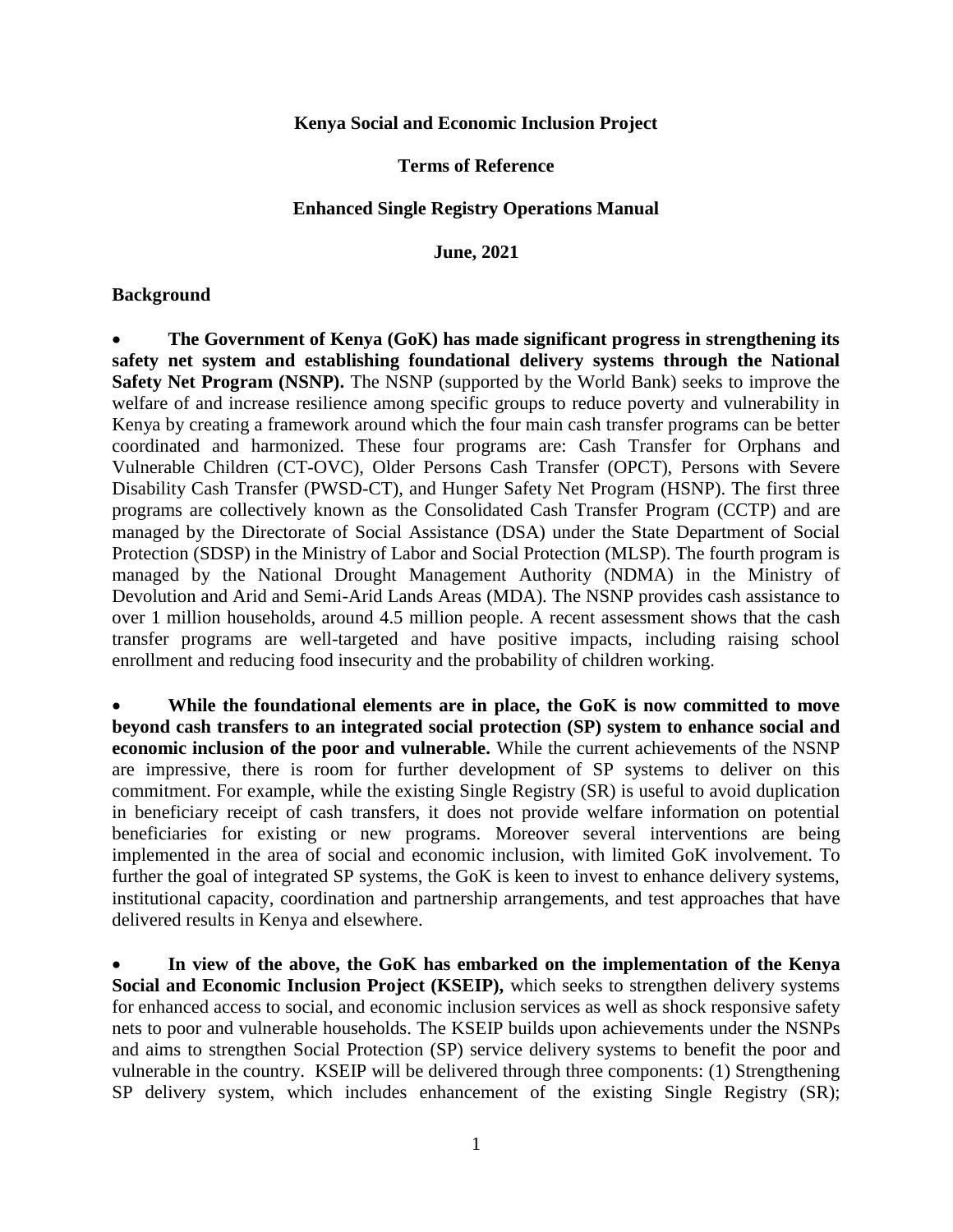**Kenya Social and Economic Inclusion Project**

**Terms of Reference**

**Enhanced Single Registry Operations Manual**

**June, 2021**

**Background**

- **The Government of Kenya (GoK) has made significant progress in strengthening its safety net system and establishing foundational delivery systems through the National Safety Net Program (NSNP).** The NSNP (supported by the World Bank) seeks to improve the welfare of and increase resilience among specific groups to reduce poverty and vulnerability in Kenya by creating a framework around which the four main cash transfer programs can be better coordinated and harmonized. These four programs are: Cash Transfer for Orphans and Vulnerable Children (CT-OVC), Older Persons Cash Transfer (OPCT), Persons with Severe Disability Cash Transfer (PWSD-CT), and Hunger Safety Net Program (HSNP). The first three programs are collectively known as the Consolidated Cash Transfer Program (CCTP) and are managed by the Directorate of Social Assistance (DSA) under the State Department of Social Protection (SDSP) in the Ministry of Labor and Social Protection (MLSP). The fourth program is managed by the National Drought Management Authority (NDMA) in the Ministry of Devolution and Arid and Semi-Arid Lands Areas (MDA). The NSNP provides cash assistance to over 1 million households, around 4.5 million people. A recent assessment shows that the cash transfer programs are well-targeted and have positive impacts, including raising school enrollment and reducing food insecurity and the probability of children working.

- **While the foundational elements are in place, the GoK is now committed to move beyond cash transfers to an integrated social protection (SP) system to enhance social and economic inclusion of the poor and vulnerable.** While the current achievements of the NSNP are impressive, there is room for further development of SP systems to deliver on this commitment. For example, while the existing Single Registry (SR) is useful to avoid duplication in beneficiary receipt of cash transfers, it does not provide welfare information on potential beneficiaries for existing or new programs. Moreover several interventions are being implemented in the area of social and economic inclusion, with limited GoK involvement. To further the goal of integrated SP systems, the GoK is keen to invest to enhance delivery systems, institutional capacity, coordination and partnership arrangements, and test approaches that have delivered results in Kenya and elsewhere.

- **In view of the above, the GoK has embarked on the implementation of the Kenya Social and Economic Inclusion Project (KSEIP),** which seeks to strengthen delivery systems for enhanced access to social, and economic inclusion services as well as shock responsive safety nets to poor and vulnerable households. The KSEIP builds upon achievements under the NSNPs and aims to strengthen Social Protection (SP) service delivery systems to benefit the poor and vulnerable in the country. KSEIP will be delivered through three components: (1) Strengthening SP delivery system, which includes enhancement of the existing Single Registry (SR);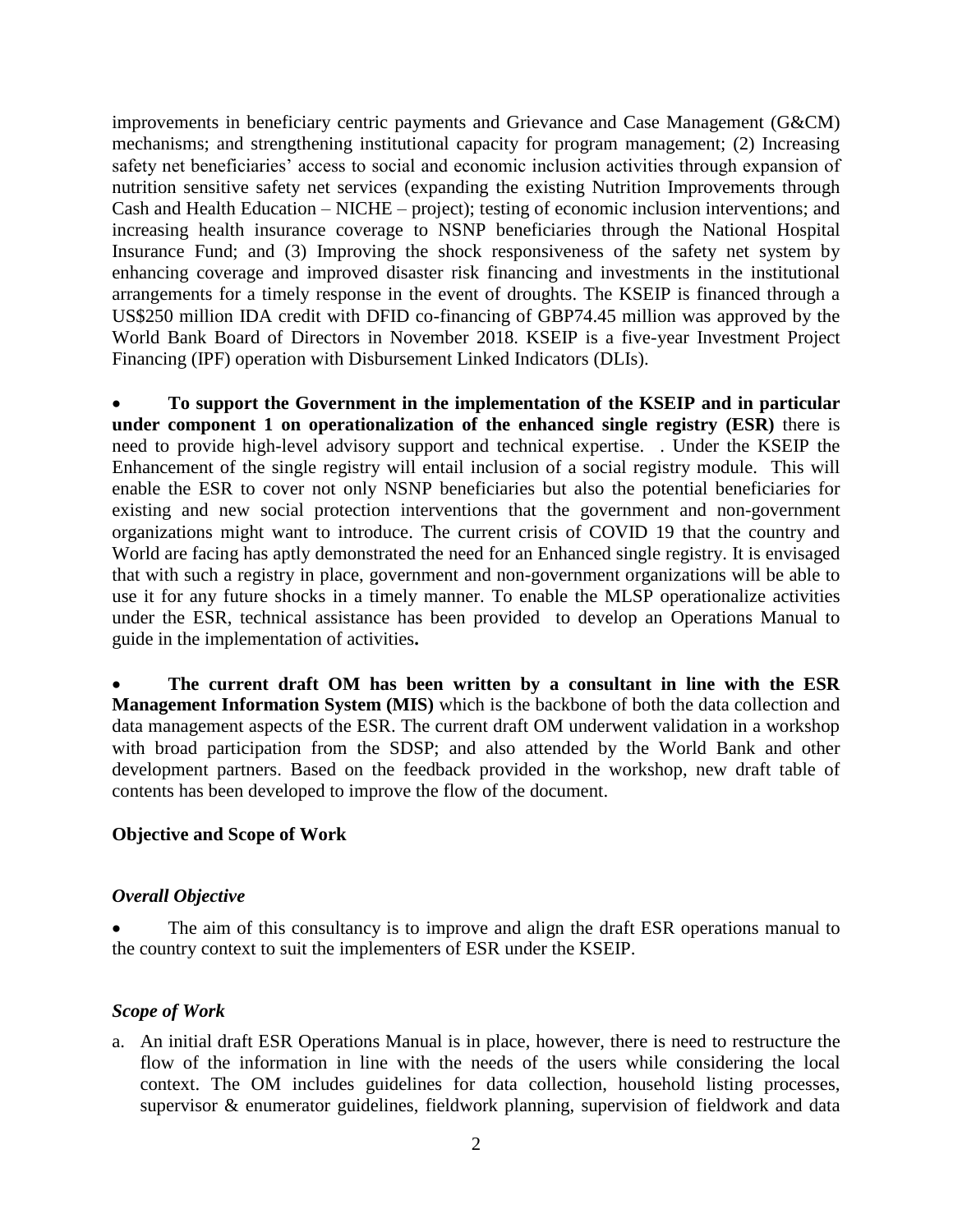improvements in beneficiary centric payments and Grievance and Case Management (G&CM) mechanisms; and strengthening institutional capacity for program management; (2) Increasing safety net beneficiaries' access to social and economic inclusion activities through expansion of nutrition sensitive safety net services (expanding the existing Nutrition Improvements through Cash and Health Education – NICHE – project); testing of economic inclusion interventions; and increasing health insurance coverage to NSNP beneficiaries through the National Hospital Insurance Fund; and (3) Improving the shock responsiveness of the safety net system by enhancing coverage and improved disaster risk financing and investments in the institutional arrangements for a timely response in the event of droughts. The KSEIP is financed through a US$250 million IDA credit with DFID co-financing of GBP74.45 million was approved by the World Bank Board of Directors in November 2018. KSEIP is a five-year Investment Project Financing (IPF) operation with Disbursement Linked Indicators (DLIs).

- **To support the Government in the implementation of the KSEIP and in particular under component 1 on operationalization of the enhanced single registry (ESR)** there is need to provide high-level advisory support and technical expertise. . Under the KSEIP the Enhancement of the single registry will entail inclusion of a social registry module. This will enable the ESR to cover not only NSNP beneficiaries but also the potential beneficiaries for existing and new social protection interventions that the government and non-government organizations might want to introduce. The current crisis of COVID 19 that the country and World are facing has aptly demonstrated the need for an Enhanced single registry. It is envisaged that with such a registry in place, government and non-government organizations will be able to use it for any future shocks in a timely manner. To enable the MLSP operationalize activities under the ESR, technical assistance has been provided to develop an Operations Manual to guide in the implementation of activities**.**

- **The current draft OM has been written by a consultant in line with the ESR Management Information System (MIS)** which is the backbone of both the data collection and data management aspects of the ESR. The current draft OM underwent validation in a workshop with broad participation from the SDSP; and also attended by the World Bank and other development partners. Based on the feedback provided in the workshop, new draft table of contents has been developed to improve the flow of the document.

**Objective and Scope of Work**

***Overall Objective***

- The aim of this consultancy is to improve and align the draft ESR operations manual to the country context to suit the implementers of ESR under the KSEIP.

***Scope of Work***

a. An initial draft ESR Operations Manual is in place, however, there is need to restructure the flow of the information in line with the needs of the users while considering the local context. The OM includes guidelines for data collection, household listing processes, supervisor & enumerator guidelines, fieldwork planning, supervision of fieldwork and data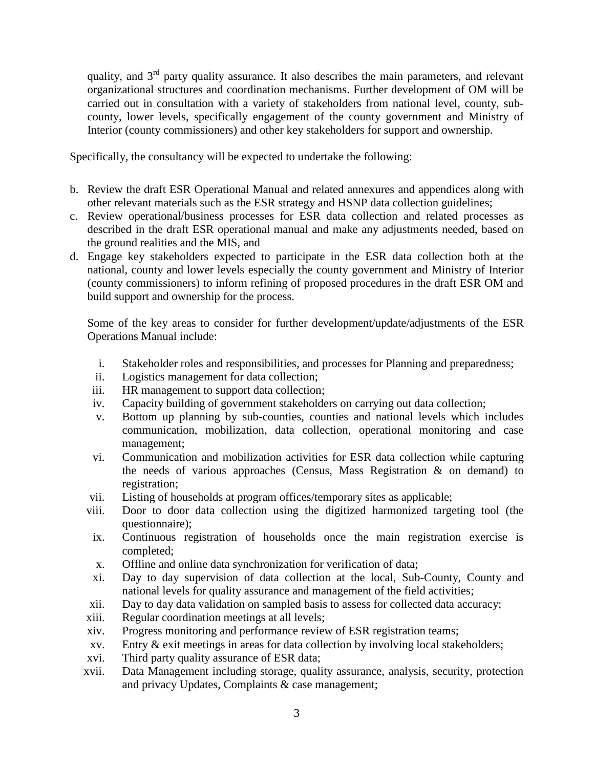quality, and 3rd party quality assurance. It also describes the main parameters, and relevant organizational structures and coordination mechanisms. Further development of OM will be carried out in consultation with a variety of stakeholders from national level, county, sub-county, lower levels, specifically engagement of the county government and Ministry of Interior (county commissioners) and other key stakeholders for support and ownership.

Specifically, the consultancy will be expected to undertake the following:

b. Review the draft ESR Operational Manual and related annexures and appendices along with other relevant materials such as the ESR strategy and HSNP data collection guidelines;
c. Review operational/business processes for ESR data collection and related processes as described in the draft ESR operational manual and make any adjustments needed, based on the ground realities and the MIS, and
d. Engage key stakeholders expected to participate in the ESR data collection both at the national, county and lower levels especially the county government and Ministry of Interior (county commissioners) to inform refining of proposed procedures in the draft ESR OM and build support and ownership for the process.

   Some of the key areas to consider for further development/update/adjustments of the ESR Operations Manual include:

   i. Stakeholder roles and responsibilities, and processes for Planning and preparedness;
   ii. Logistics management for data collection;
   iii. HR management to support data collection;
   iv. Capacity building of government stakeholders on carrying out data collection;
   v. Bottom up planning by sub-counties, counties and national levels which includes communication, mobilization, data collection, operational monitoring and case management;
   vi. Communication and mobilization activities for ESR data collection while capturing the needs of various approaches (Census, Mass Registration & on demand) to registration;
   vii. Listing of households at program offices/temporary sites as applicable;
   viii. Door to door data collection using the digitized harmonized targeting tool (the questionnaire);
   ix. Continuous registration of households once the main registration exercise is completed;
   x. Offline and online data synchronization for verification of data;
   xi. Day to day supervision of data collection at the local, Sub-County, County and national levels for quality assurance and management of the field activities;
   xii. Day to day data validation on sampled basis to assess for collected data accuracy;
   xiii. Regular coordination meetings at all levels;
   xiv. Progress monitoring and performance review of ESR registration teams;
   xv. Entry & exit meetings in areas for data collection by involving local stakeholders;
   xvi. Third party quality assurance of ESR data;
   xvii. Data Management including storage, quality assurance, analysis, security, protection and privacy Updates, Complaints & case management;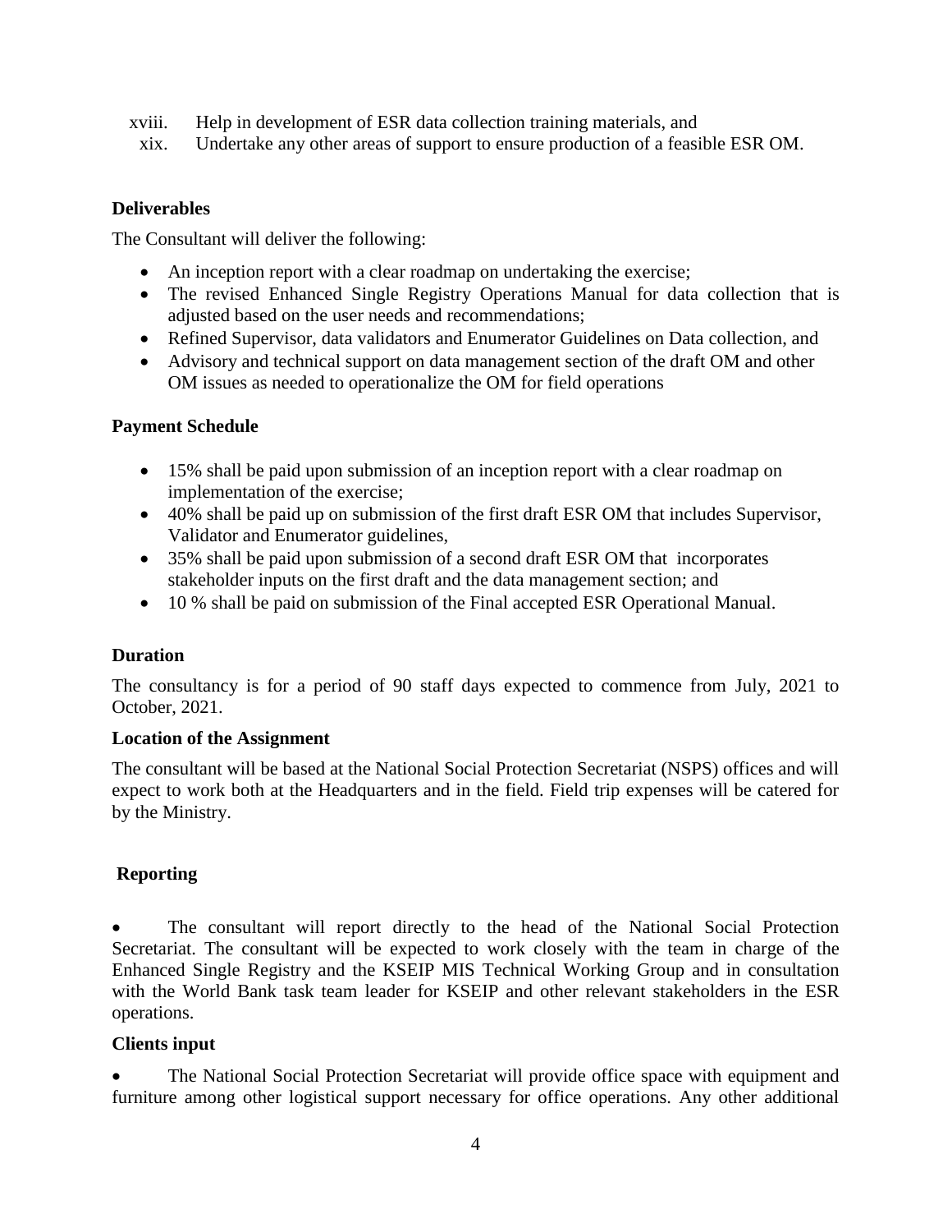xviii. Help in development of ESR data collection training materials, and

xix. Undertake any other areas of support to ensure production of a feasible ESR OM.

**Deliverables**

The Consultant will deliver the following:

- An inception report with a clear roadmap on undertaking the exercise;
- The revised Enhanced Single Registry Operations Manual for data collection that is adjusted based on the user needs and recommendations;
- Refined Supervisor, data validators and Enumerator Guidelines on Data collection, and
- Advisory and technical support on data management section of the draft OM and other OM issues as needed to operationalize the OM for field operations

**Payment Schedule**

- 15% shall be paid upon submission of an inception report with a clear roadmap on implementation of the exercise;
- 40% shall be paid up on submission of the first draft ESR OM that includes Supervisor, Validator and Enumerator guidelines,
- 35% shall be paid upon submission of a second draft ESR OM that incorporates stakeholder inputs on the first draft and the data management section; and
- 10 % shall be paid on submission of the Final accepted ESR Operational Manual.

**Duration**

The consultancy is for a period of 90 staff days expected to commence from July, 2021 to October, 2021.

**Location of the Assignment**

The consultant will be based at the National Social Protection Secretariat (NSPS) offices and will expect to work both at the Headquarters and in the field. Field trip expenses will be catered for by the Ministry.

**Reporting**

- The consultant will report directly to the head of the National Social Protection Secretariat. The consultant will be expected to work closely with the team in charge of the Enhanced Single Registry and the KSEIP MIS Technical Working Group and in consultation with the World Bank task team leader for KSEIP and other relevant stakeholders in the ESR operations.

**Clients input**

- The National Social Protection Secretariat will provide office space with equipment and furniture among other logistical support necessary for office operations. Any other additional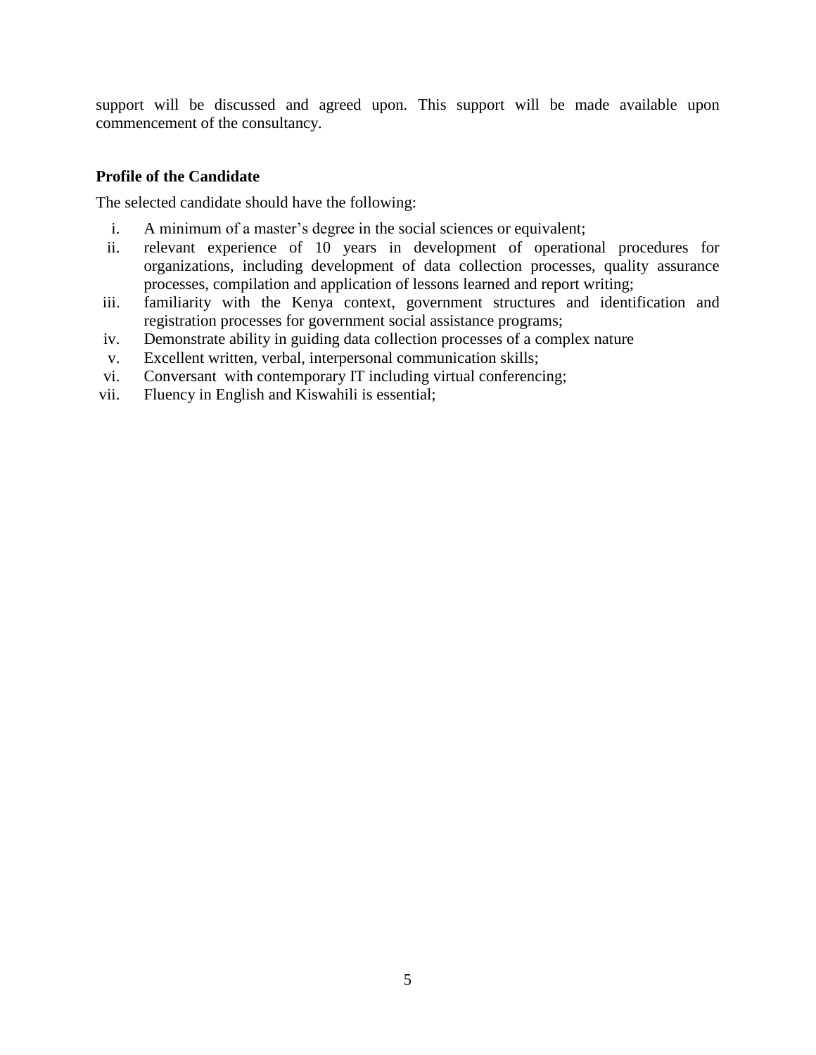support will be discussed and agreed upon. This support will be made available upon commencement of the consultancy.

**Profile of the Candidate**

The selected candidate should have the following:

i. A minimum of a master's degree in the social sciences or equivalent;
ii. relevant experience of 10 years in development of operational procedures for organizations, including development of data collection processes, quality assurance processes, compilation and application of lessons learned and report writing;
iii. familiarity with the Kenya context, government structures and identification and registration processes for government social assistance programs;
iv. Demonstrate ability in guiding data collection processes of a complex nature
v. Excellent written, verbal, interpersonal communication skills;
vi. Conversant with contemporary IT including virtual conferencing;
vii. Fluency in English and Kiswahili is essential;